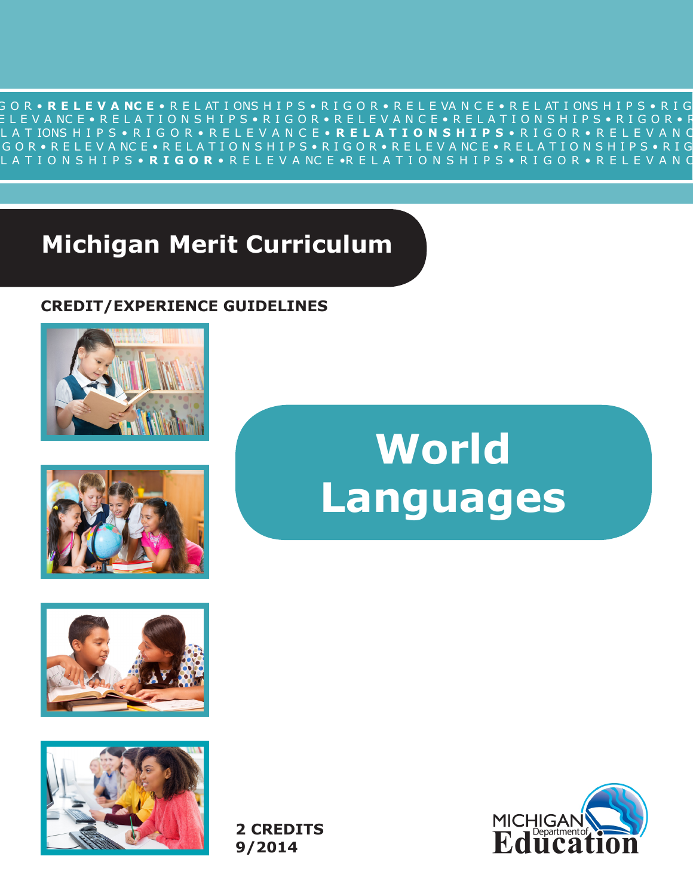# Michigan Merit Curriculum

**CREDIT/EXPERIENCE GUIDELINES**

# World Languages

**2 CREDITS**
**9/2014**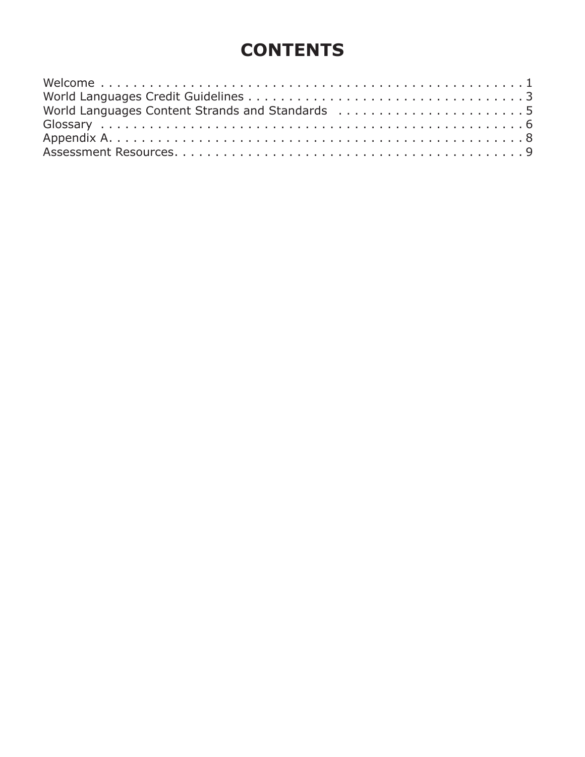# CONTENTS

Welcome . . . . . . . . . . . . . . . . . . . . . . . . . . . . . . . . . . . . . . . . . . . . . . . . . 1
World Languages Credit Guidelines . . . . . . . . . . . . . . . . . . . . . . . . . . . . . . . . . . 3
World Languages Content Strands and Standards . . . . . . . . . . . . . . . . . . . . . . . 5
Glossary . . . . . . . . . . . . . . . . . . . . . . . . . . . . . . . . . . . . . . . . . . . . . . . . . . 6
Appendix A. . . . . . . . . . . . . . . . . . . . . . . . . . . . . . . . . . . . . . . . . . . . . . . . . 8
Assessment Resources. . . . . . . . . . . . . . . . . . . . . . . . . . . . . . . . . . . . . . . . . . 9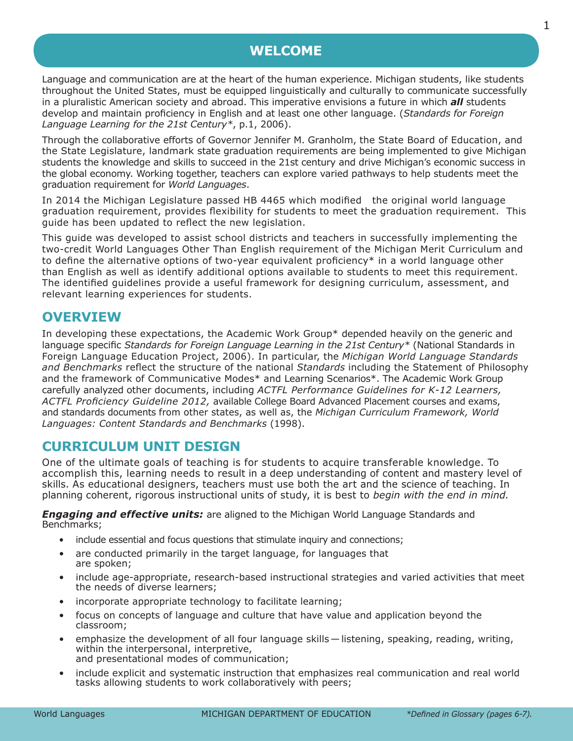# WELCOME

Language and communication are at the heart of the human experience. Michigan students, like students throughout the United States, must be equipped linguistically and culturally to communicate successfully in a pluralistic American society and abroad. This imperative envisions a future in which ***all*** students develop and maintain proficiency in English and at least one other language. (*Standards for Foreign Language Learning for the 21st Century\**, p.1, 2006).

Through the collaborative efforts of Governor Jennifer M. Granholm, the State Board of Education, and the State Legislature, landmark state graduation requirements are being implemented to give Michigan students the knowledge and skills to succeed in the 21st century and drive Michigan's economic success in the global economy. Working together, teachers can explore varied pathways to help students meet the graduation requirement for *World Languages*.

In 2014 the Michigan Legislature passed HB 4465 which modified the original world language graduation requirement, provides flexibility for students to meet the graduation requirement. This guide has been updated to reflect the new legislation.

This guide was developed to assist school districts and teachers in successfully implementing the two-credit World Languages Other Than English requirement of the Michigan Merit Curriculum and to define the alternative options of two-year equivalent proficiency* in a world language other than English as well as identify additional options available to students to meet this requirement. The identified guidelines provide a useful framework for designing curriculum, assessment, and relevant learning experiences for students.

## OVERVIEW

In developing these expectations, the Academic Work Group* depended heavily on the generic and language specific *Standards for Foreign Language Learning in the 21st Century\** (National Standards in Foreign Language Education Project, 2006). In particular, the *Michigan World Language Standards and Benchmarks* reflect the structure of the national *Standards* including the Statement of Philosophy and the framework of Communicative Modes* and Learning Scenarios*. The Academic Work Group carefully analyzed other documents, including *ACTFL Performance Guidelines for K-12 Learners, ACTFL Proficiency Guideline 2012,* available College Board Advanced Placement courses and exams, and standards documents from other states, as well as, the *Michigan Curriculum Framework, World Languages: Content Standards and Benchmarks* (1998).

## CURRICULUM UNIT DESIGN

One of the ultimate goals of teaching is for students to acquire transferable knowledge. To accomplish this, learning needs to result in a deep understanding of content and mastery level of skills. As educational designers, teachers must use both the art and the science of teaching. In planning coherent, rigorous instructional units of study, it is best to *begin with the end in mind*.

***Engaging and effective units:*** are aligned to the Michigan World Language Standards and Benchmarks;

- include essential and focus questions that stimulate inquiry and connections;
- are conducted primarily in the target language, for languages that are spoken;
- include age-appropriate, research-based instructional strategies and varied activities that meet the needs of diverse learners;
- incorporate appropriate technology to facilitate learning;
- focus on concepts of language and culture that have value and application beyond the classroom;
- emphasize the development of all four language skills — listening, speaking, reading, writing, within the interpersonal, interpretive, and presentational modes of communication;
- include explicit and systematic instruction that emphasizes real communication and real world tasks allowing students to work collaboratively with peers;

*\*Defined in Glossary (pages 6-7).*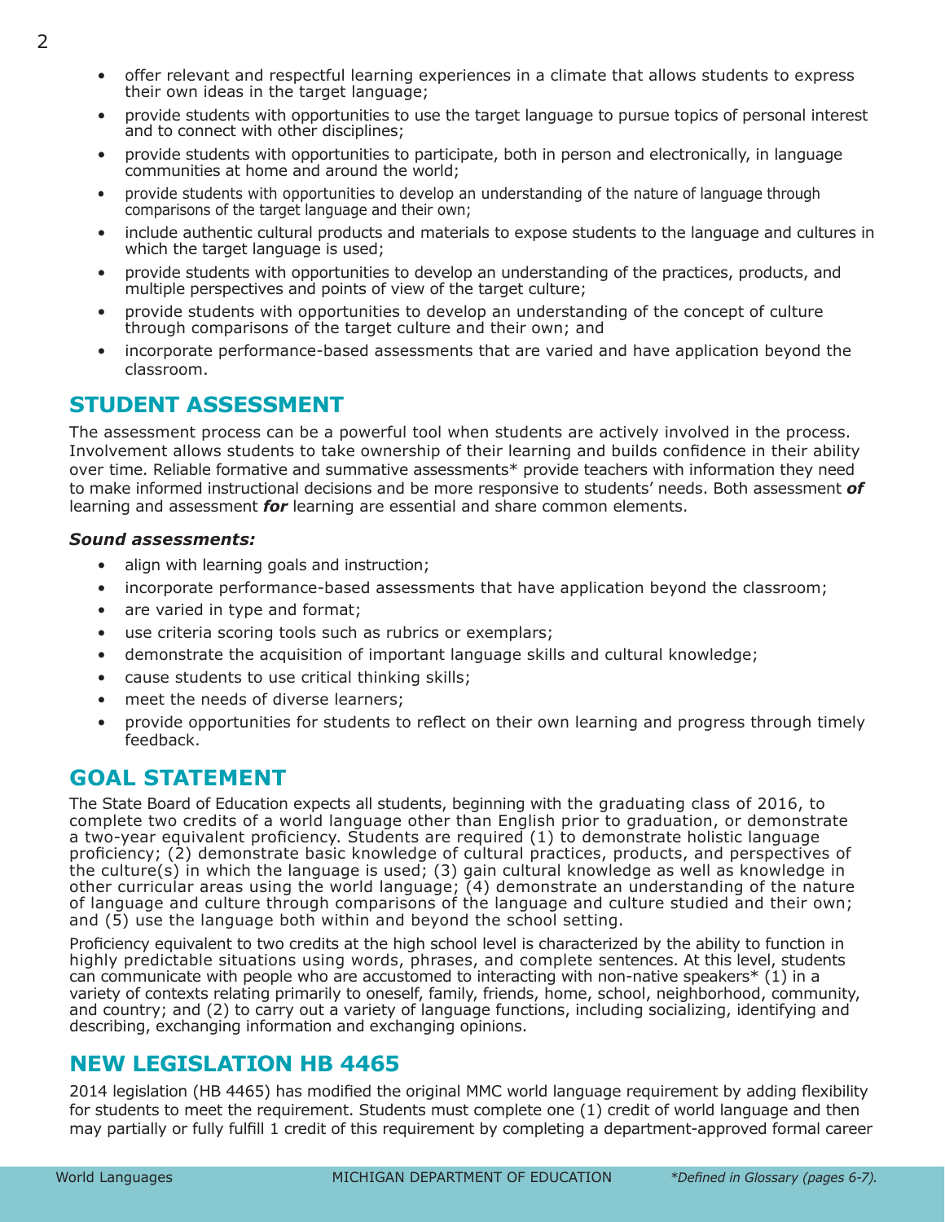- offer relevant and respectful learning experiences in a climate that allows students to express their own ideas in the target language;
- provide students with opportunities to use the target language to pursue topics of personal interest and to connect with other disciplines;
- provide students with opportunities to participate, both in person and electronically, in language communities at home and around the world;
- provide students with opportunities to develop an understanding of the nature of language through comparisons of the target language and their own;
- include authentic cultural products and materials to expose students to the language and cultures in which the target language is used;
- provide students with opportunities to develop an understanding of the practices, products, and multiple perspectives and points of view of the target culture;
- provide students with opportunities to develop an understanding of the concept of culture through comparisons of the target culture and their own; and
- incorporate performance-based assessments that are varied and have application beyond the classroom.

## STUDENT ASSESSMENT

The assessment process can be a powerful tool when students are actively involved in the process. Involvement allows students to take ownership of their learning and builds confidence in their ability over time. Reliable formative and summative assessments* provide teachers with information they need to make informed instructional decisions and be more responsive to students' needs. Both assessment ***of*** learning and assessment ***for*** learning are essential and share common elements.

***Sound assessments:***

- align with learning goals and instruction;
- incorporate performance-based assessments that have application beyond the classroom;
- are varied in type and format;
- use criteria scoring tools such as rubrics or exemplars;
- demonstrate the acquisition of important language skills and cultural knowledge;
- cause students to use critical thinking skills;
- meet the needs of diverse learners;
- provide opportunities for students to reflect on their own learning and progress through timely feedback.

## GOAL STATEMENT

The State Board of Education expects all students, beginning with the graduating class of 2016, to complete two credits of a world language other than English prior to graduation, or demonstrate a two-year equivalent proficiency. Students are required (1) to demonstrate holistic language proficiency; (2) demonstrate basic knowledge of cultural practices, products, and perspectives of the culture(s) in which the language is used; (3) gain cultural knowledge as well as knowledge in other curricular areas using the world language; (4) demonstrate an understanding of the nature of language and culture through comparisons of the language and culture studied and their own; and (5) use the language both within and beyond the school setting.

Proficiency equivalent to two credits at the high school level is characterized by the ability to function in highly predictable situations using words, phrases, and complete sentences. At this level, students can communicate with people who are accustomed to interacting with non-native speakers* (1) in a variety of contexts relating primarily to oneself, family, friends, home, school, neighborhood, community, and country; and (2) to carry out a variety of language functions, including socializing, identifying and describing, exchanging information and exchanging opinions.

## NEW LEGISLATION HB 4465

2014 legislation (HB 4465) has modified the original MMC world language requirement by adding flexibility for students to meet the requirement. Students must complete one (1) credit of world language and then may partially or fully fulfill 1 credit of this requirement by completing a department-approved formal career

*\*Defined in Glossary (pages 6-7).*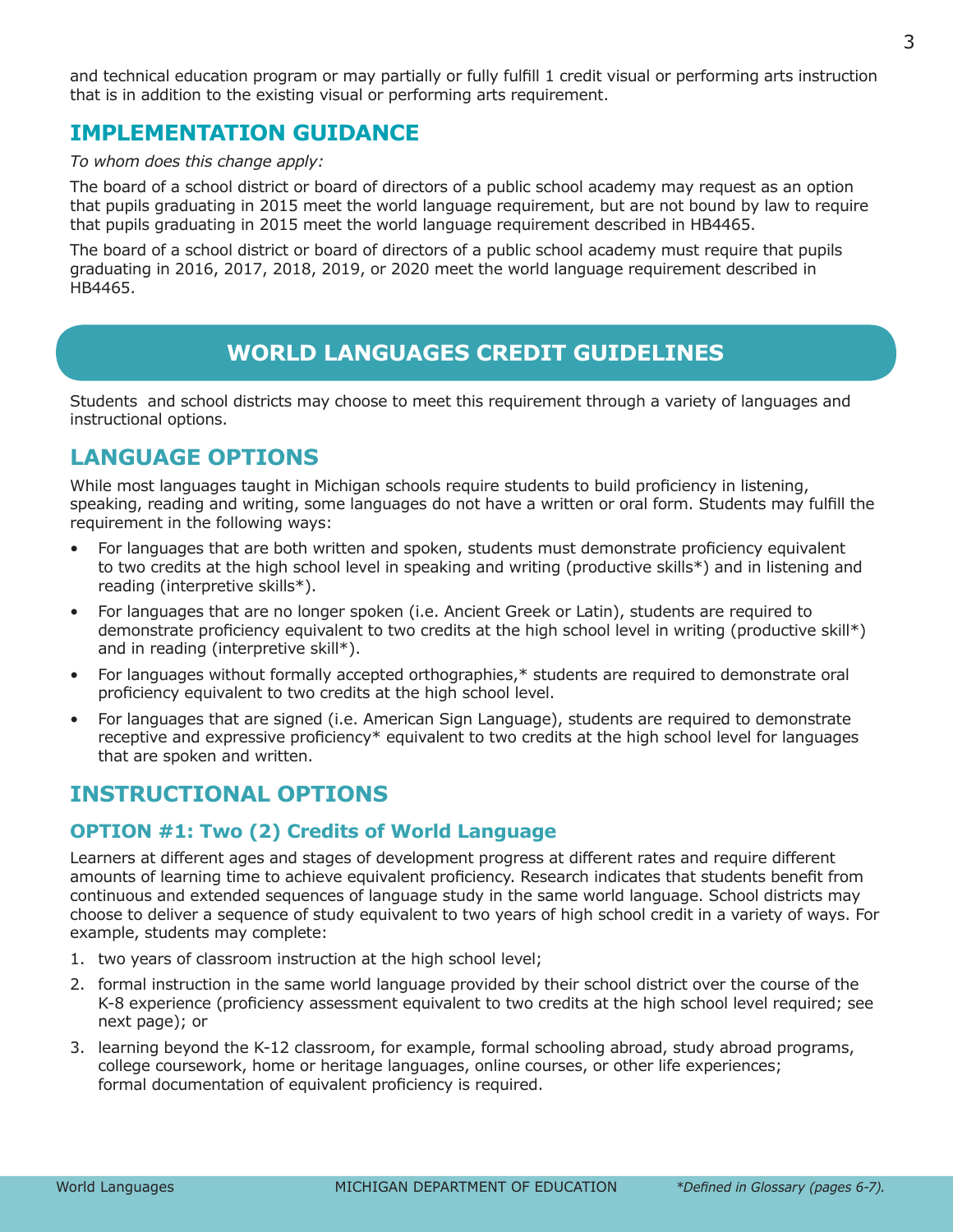and technical education program or may partially or fully fulfill 1 credit visual or performing arts instruction that is in addition to the existing visual or performing arts requirement.

## IMPLEMENTATION GUIDANCE

*To whom does this change apply:*

The board of a school district or board of directors of a public school academy may request as an option that pupils graduating in 2015 meet the world language requirement, but are not bound by law to require that pupils graduating in 2015 meet the world language requirement described in HB4465.

The board of a school district or board of directors of a public school academy must require that pupils graduating in 2016, 2017, 2018, 2019, or 2020 meet the world language requirement described in HB4465.

# WORLD LANGUAGES CREDIT GUIDELINES

Students and school districts may choose to meet this requirement through a variety of languages and instructional options.

## LANGUAGE OPTIONS

While most languages taught in Michigan schools require students to build proficiency in listening, speaking, reading and writing, some languages do not have a written or oral form. Students may fulfill the requirement in the following ways:

- For languages that are both written and spoken, students must demonstrate proficiency equivalent to two credits at the high school level in speaking and writing (productive skills*) and in listening and reading (interpretive skills*).
- For languages that are no longer spoken (i.e. Ancient Greek or Latin), students are required to demonstrate proficiency equivalent to two credits at the high school level in writing (productive skill*) and in reading (interpretive skill*).
- For languages without formally accepted orthographies,* students are required to demonstrate oral proficiency equivalent to two credits at the high school level.
- For languages that are signed (i.e. American Sign Language), students are required to demonstrate receptive and expressive proficiency* equivalent to two credits at the high school level for languages that are spoken and written.

## INSTRUCTIONAL OPTIONS

### OPTION #1: Two (2) Credits of World Language

Learners at different ages and stages of development progress at different rates and require different amounts of learning time to achieve equivalent proficiency. Research indicates that students benefit from continuous and extended sequences of language study in the same world language. School districts may choose to deliver a sequence of study equivalent to two years of high school credit in a variety of ways. For example, students may complete:

1. two years of classroom instruction at the high school level;
2. formal instruction in the same world language provided by their school district over the course of the K-8 experience (proficiency assessment equivalent to two credits at the high school level required; see next page); or
3. learning beyond the K-12 classroom, for example, formal schooling abroad, study abroad programs, college coursework, home or heritage languages, online courses, or other life experiences; formal documentation of equivalent proficiency is required.

*\*Defined in Glossary (pages 6-7).*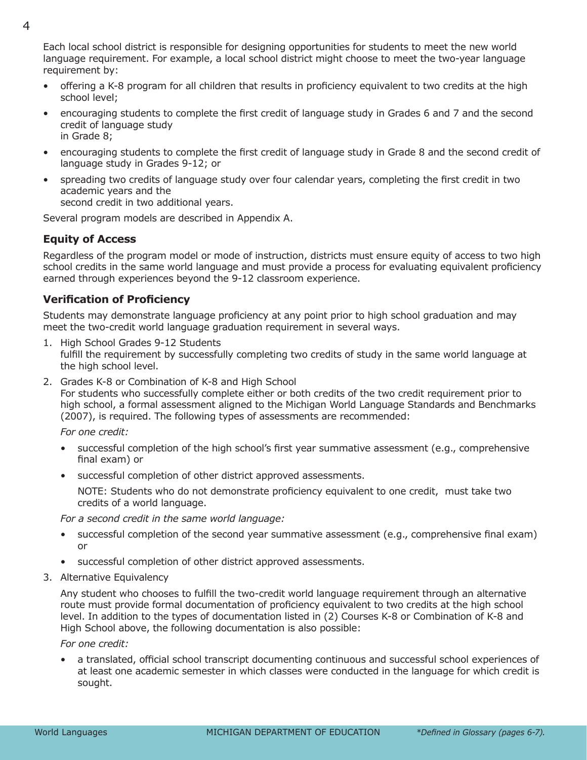Each local school district is responsible for designing opportunities for students to meet the new world language requirement. For example, a local school district might choose to meet the two-year language requirement by:

- offering a K-8 program for all children that results in proficiency equivalent to two credits at the high school level;
- encouraging students to complete the first credit of language study in Grades 6 and 7 and the second credit of language study in Grade 8;
- encouraging students to complete the first credit of language study in Grade 8 and the second credit of language study in Grades 9-12; or
- spreading two credits of language study over four calendar years, completing the first credit in two academic years and the second credit in two additional years.

Several program models are described in Appendix A.

### Equity of Access

Regardless of the program model or mode of instruction, districts must ensure equity of access to two high school credits in the same world language and must provide a process for evaluating equivalent proficiency earned through experiences beyond the 9-12 classroom experience.

### Verification of Proficiency

Students may demonstrate language proficiency at any point prior to high school graduation and may meet the two-credit world language graduation requirement in several ways.

1. High School Grades 9-12 Students
   fulfill the requirement by successfully completing two credits of study in the same world language at the high school level.
2. Grades K-8 or Combination of K-8 and High School
   For students who successfully complete either or both credits of the two credit requirement prior to high school, a formal assessment aligned to the Michigan World Language Standards and Benchmarks (2007), is required. The following types of assessments are recommended:

   *For one credit:*

   - successful completion of the high school's first year summative assessment (e.g., comprehensive final exam) or
   - successful completion of other district approved assessments.

     NOTE: Students who do not demonstrate proficiency equivalent to one credit, must take two credits of a world language.

   *For a second credit in the same world language:*

   - successful completion of the second year summative assessment (e.g., comprehensive final exam) or
   - successful completion of other district approved assessments.
3. Alternative Equivalency

   Any student who chooses to fulfill the two-credit world language requirement through an alternative route must provide formal documentation of proficiency equivalent to two credits at the high school level. In addition to the types of documentation listed in (2) Courses K-8 or Combination of K-8 and High School above, the following documentation is also possible:

   *For one credit:*

   - a translated, official school transcript documenting continuous and successful school experiences of at least one academic semester in which classes were conducted in the language for which credit is sought.

*Defined in Glossary (pages 6-7).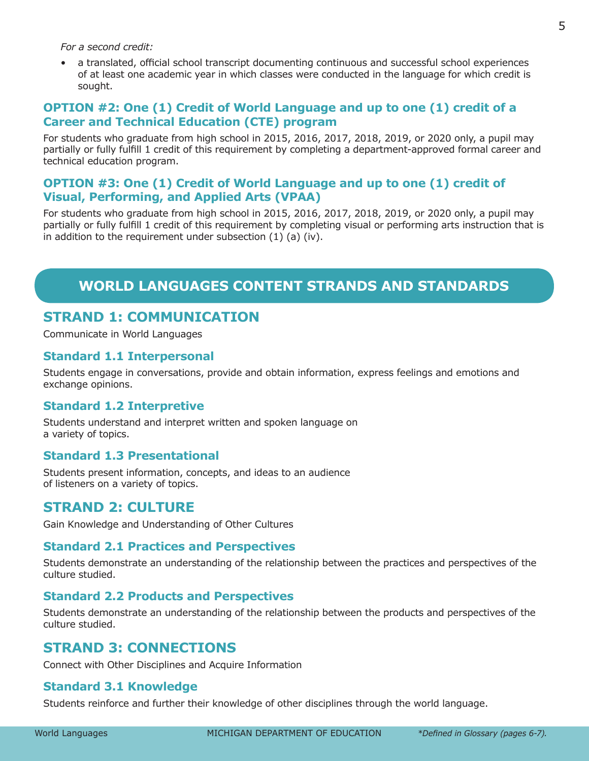*For a second credit:*

- a translated, official school transcript documenting continuous and successful school experiences of at least one academic year in which classes were conducted in the language for which credit is sought.

### OPTION #2: One (1) Credit of World Language and up to one (1) credit of a Career and Technical Education (CTE) program

For students who graduate from high school in 2015, 2016, 2017, 2018, 2019, or 2020 only, a pupil may partially or fully fulfill 1 credit of this requirement by completing a department-approved formal career and technical education program.

### OPTION #3: One (1) Credit of World Language and up to one (1) credit of Visual, Performing, and Applied Arts (VPAA)

For students who graduate from high school in 2015, 2016, 2017, 2018, 2019, or 2020 only, a pupil may partially or fully fulfill 1 credit of this requirement by completing visual or performing arts instruction that is in addition to the requirement under subsection (1) (a) (iv).

# WORLD LANGUAGES CONTENT STRANDS AND STANDARDS

## STRAND 1: COMMUNICATION

Communicate in World Languages

### Standard 1.1 Interpersonal

Students engage in conversations, provide and obtain information, express feelings and emotions and exchange opinions.

### Standard 1.2 Interpretive

Students understand and interpret written and spoken language on a variety of topics.

### Standard 1.3 Presentational

Students present information, concepts, and ideas to an audience of listeners on a variety of topics.

## STRAND 2: CULTURE

Gain Knowledge and Understanding of Other Cultures

### Standard 2.1 Practices and Perspectives

Students demonstrate an understanding of the relationship between the practices and perspectives of the culture studied.

### Standard 2.2 Products and Perspectives

Students demonstrate an understanding of the relationship between the products and perspectives of the culture studied.

## STRAND 3: CONNECTIONS

Connect with Other Disciplines and Acquire Information

### Standard 3.1 Knowledge

Students reinforce and further their knowledge of other disciplines through the world language.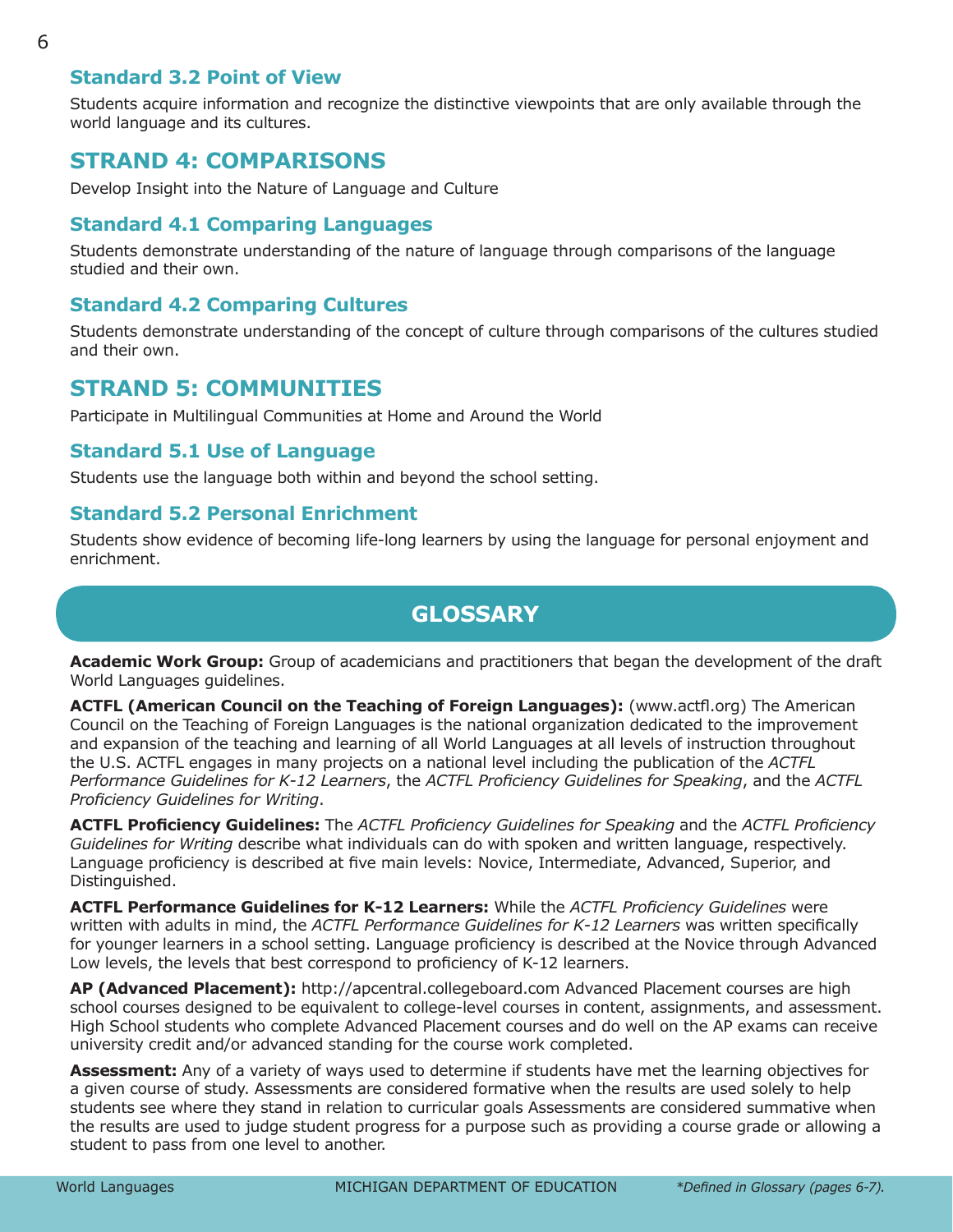### Standard 3.2 Point of View

Students acquire information and recognize the distinctive viewpoints that are only available through the world language and its cultures.

## STRAND 4: COMPARISONS

Develop Insight into the Nature of Language and Culture

### Standard 4.1 Comparing Languages

Students demonstrate understanding of the nature of language through comparisons of the language studied and their own.

### Standard 4.2 Comparing Cultures

Students demonstrate understanding of the concept of culture through comparisons of the cultures studied and their own.

## STRAND 5: COMMUNITIES

Participate in Multilingual Communities at Home and Around the World

### Standard 5.1 Use of Language

Students use the language both within and beyond the school setting.

### Standard 5.2 Personal Enrichment

Students show evidence of becoming life-long learners by using the language for personal enjoyment and enrichment.

## GLOSSARY

**Academic Work Group:** Group of academicians and practitioners that began the development of the draft World Languages guidelines.

**ACTFL (American Council on the Teaching of Foreign Languages):** (www.actfl.org) The American Council on the Teaching of Foreign Languages is the national organization dedicated to the improvement and expansion of the teaching and learning of all World Languages at all levels of instruction throughout the U.S. ACTFL engages in many projects on a national level including the publication of the *ACTFL Performance Guidelines for K-12 Learners*, the *ACTFL Proficiency Guidelines for Speaking*, and the *ACTFL Proficiency Guidelines for Writing*.

**ACTFL Proficiency Guidelines:** The *ACTFL Proficiency Guidelines for Speaking* and the *ACTFL Proficiency Guidelines for Writing* describe what individuals can do with spoken and written language, respectively. Language proficiency is described at five main levels: Novice, Intermediate, Advanced, Superior, and Distinguished.

**ACTFL Performance Guidelines for K-12 Learners:** While the *ACTFL Proficiency Guidelines* were written with adults in mind, the *ACTFL Performance Guidelines for K-12 Learners* was written specifically for younger learners in a school setting. Language proficiency is described at the Novice through Advanced Low levels, the levels that best correspond to proficiency of K-12 learners.

**AP (Advanced Placement):** http://apcentral.collegeboard.com Advanced Placement courses are high school courses designed to be equivalent to college-level courses in content, assignments, and assessment. High School students who complete Advanced Placement courses and do well on the AP exams can receive university credit and/or advanced standing for the course work completed.

**Assessment:** Any of a variety of ways used to determine if students have met the learning objectives for a given course of study. Assessments are considered formative when the results are used solely to help students see where they stand in relation to curricular goals Assessments are considered summative when the results are used to judge student progress for a purpose such as providing a course grade or allowing a student to pass from one level to another.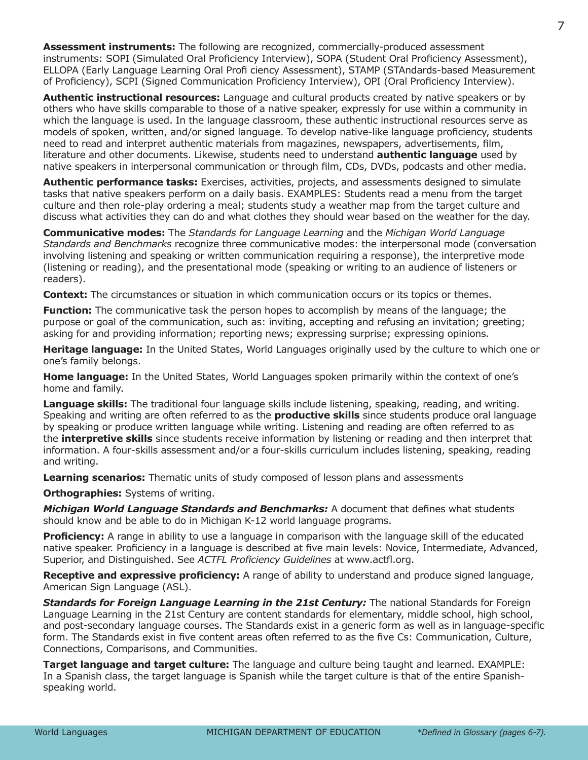**Assessment instruments:** The following are recognized, commercially-produced assessment instruments: SOPI (Simulated Oral Proficiency Interview), SOPA (Student Oral Proficiency Assessment), ELLOPA (Early Language Learning Oral Profi ciency Assessment), STAMP (STAndards-based Measurement of Proficiency), SCPI (Signed Communication Proficiency Interview), OPI (Oral Proficiency Interview).

**Authentic instructional resources:** Language and cultural products created by native speakers or by others who have skills comparable to those of a native speaker, expressly for use within a community in which the language is used. In the language classroom, these authentic instructional resources serve as models of spoken, written, and/or signed language. To develop native-like language proficiency, students need to read and interpret authentic materials from magazines, newspapers, advertisements, film, literature and other documents. Likewise, students need to understand **authentic language** used by native speakers in interpersonal communication or through film, CDs, DVDs, podcasts and other media.

**Authentic performance tasks:** Exercises, activities, projects, and assessments designed to simulate tasks that native speakers perform on a daily basis. EXAMPLES: Students read a menu from the target culture and then role-play ordering a meal; students study a weather map from the target culture and discuss what activities they can do and what clothes they should wear based on the weather for the day.

**Communicative modes:** The *Standards for Language Learning* and the *Michigan World Language Standards and Benchmarks* recognize three communicative modes: the interpersonal mode (conversation involving listening and speaking or written communication requiring a response), the interpretive mode (listening or reading), and the presentational mode (speaking or writing to an audience of listeners or readers).

**Context:** The circumstances or situation in which communication occurs or its topics or themes.

**Function:** The communicative task the person hopes to accomplish by means of the language; the purpose or goal of the communication, such as: inviting, accepting and refusing an invitation; greeting; asking for and providing information; reporting news; expressing surprise; expressing opinions.

**Heritage language:** In the United States, World Languages originally used by the culture to which one or one's family belongs.

**Home language:** In the United States, World Languages spoken primarily within the context of one's home and family.

**Language skills:** The traditional four language skills include listening, speaking, reading, and writing. Speaking and writing are often referred to as the **productive skills** since students produce oral language by speaking or produce written language while writing. Listening and reading are often referred to as the **interpretive skills** since students receive information by listening or reading and then interpret that information. A four-skills assessment and/or a four-skills curriculum includes listening, speaking, reading and writing.

**Learning scenarios:** Thematic units of study composed of lesson plans and assessments

**Orthographies:** Systems of writing.

***Michigan World Language Standards and Benchmarks:*** A document that defines what students should know and be able to do in Michigan K-12 world language programs.

**Proficiency:** A range in ability to use a language in comparison with the language skill of the educated native speaker. Proficiency in a language is described at five main levels: Novice, Intermediate, Advanced, Superior, and Distinguished. See *ACTFL Proficiency Guidelines* at www.actfl.org.

**Receptive and expressive proficiency:** A range of ability to understand and produce signed language, American Sign Language (ASL).

***Standards for Foreign Language Learning in the 21st Century:*** The national Standards for Foreign Language Learning in the 21st Century are content standards for elementary, middle school, high school, and post-secondary language courses. The Standards exist in a generic form as well as in language-specific form. The Standards exist in five content areas often referred to as the five Cs: Communication, Culture, Connections, Comparisons, and Communities.

**Target language and target culture:** The language and culture being taught and learned. EXAMPLE: In a Spanish class, the target language is Spanish while the target culture is that of the entire Spanish-speaking world.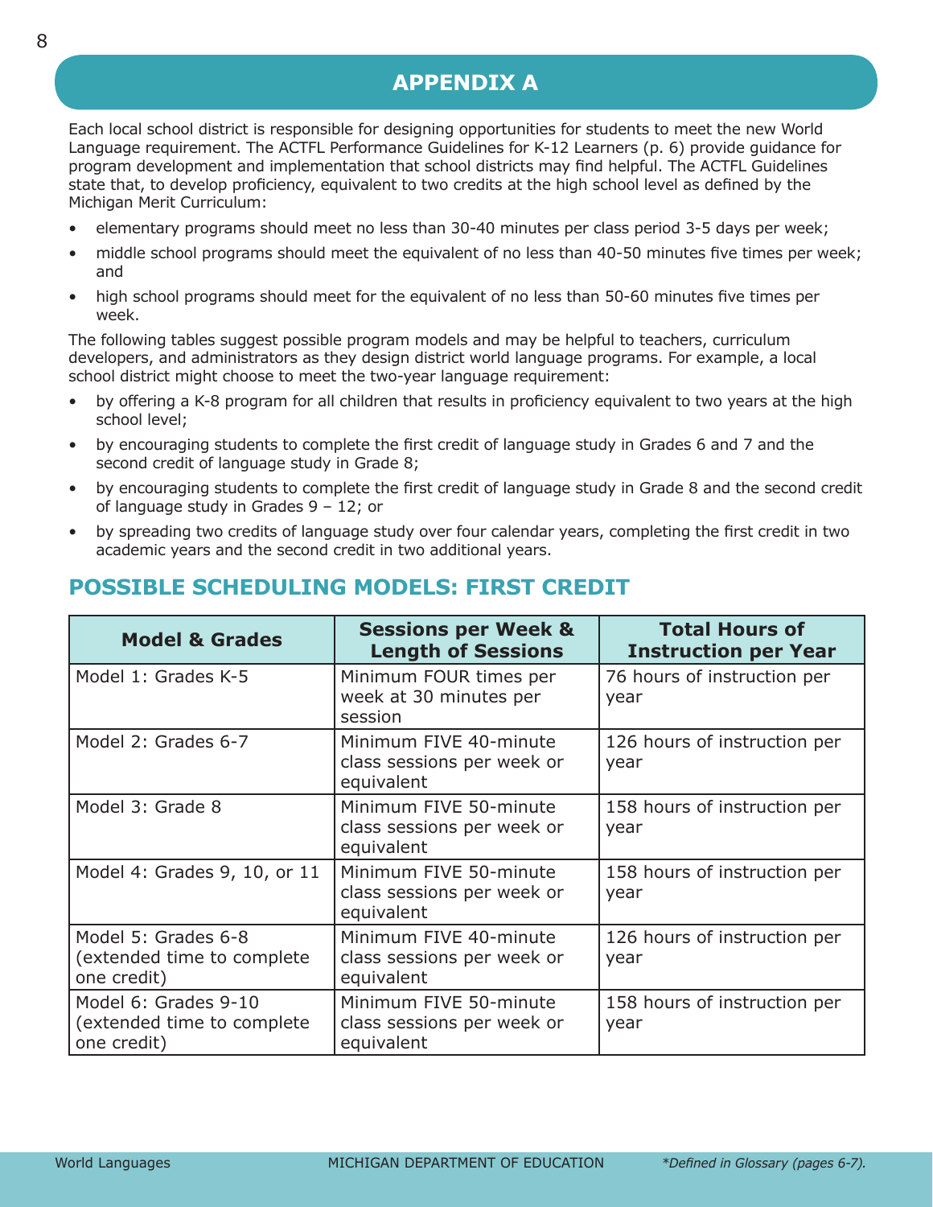## APPENDIX A

Each local school district is responsible for designing opportunities for students to meet the new World Language requirement. The ACTFL Performance Guidelines for K-12 Learners (p. 6) provide guidance for program development and implementation that school districts may find helpful. The ACTFL Guidelines state that, to develop proficiency, equivalent to two credits at the high school level as defined by the Michigan Merit Curriculum:

- elementary programs should meet no less than 30-40 minutes per class period 3-5 days per week;
- middle school programs should meet the equivalent of no less than 40-50 minutes five times per week; and
- high school programs should meet for the equivalent of no less than 50-60 minutes five times per week.

The following tables suggest possible program models and may be helpful to teachers, curriculum developers, and administrators as they design district world language programs. For example, a local school district might choose to meet the two-year language requirement:

- by offering a K-8 program for all children that results in proficiency equivalent to two years at the high school level;
- by encouraging students to complete the first credit of language study in Grades 6 and 7 and the second credit of language study in Grade 8;
- by encouraging students to complete the first credit of language study in Grade 8 and the second credit of language study in Grades 9 – 12; or
- by spreading two credits of language study over four calendar years, completing the first credit in two academic years and the second credit in two additional years.

## POSSIBLE SCHEDULING MODELS: FIRST CREDIT

| Model & Grades | Sessions per Week & Length of Sessions | Total Hours of Instruction per Year |
|---|---|---|
| Model 1: Grades K-5 | Minimum FOUR times per week at 30 minutes per session | 76 hours of instruction per year |
| Model 2: Grades 6-7 | Minimum FIVE 40-minute class sessions per week or equivalent | 126 hours of instruction per year |
| Model 3: Grade 8 | Minimum FIVE 50-minute class sessions per week or equivalent | 158 hours of instruction per year |
| Model 4: Grades 9, 10, or 11 | Minimum FIVE 50-minute class sessions per week or equivalent | 158 hours of instruction per year |
| Model 5: Grades 6-8 (extended time to complete one credit) | Minimum FIVE 40-minute class sessions per week or equivalent | 126 hours of instruction per year |
| Model 6: Grades 9-10 (extended time to complete one credit) | Minimum FIVE 50-minute class sessions per week or equivalent | 158 hours of instruction per year |

*Defined in Glossary (pages 6-7).*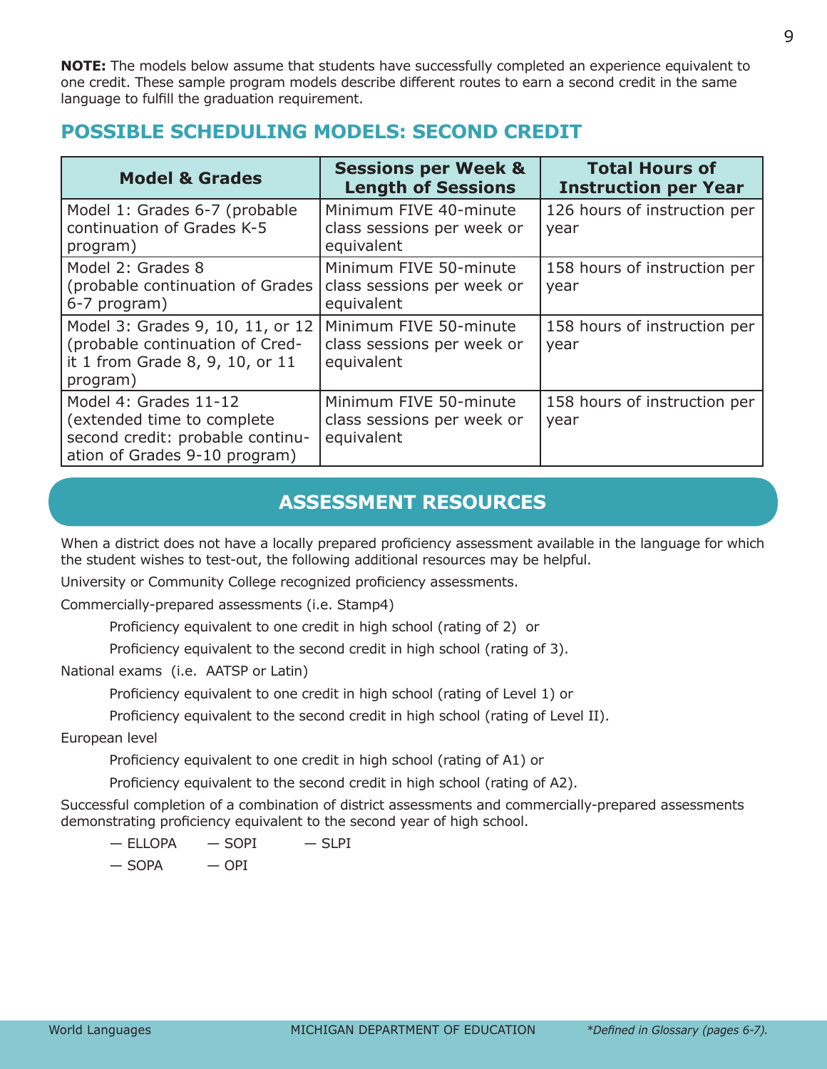**NOTE:** The models below assume that students have successfully completed an experience equivalent to one credit. These sample program models describe different routes to earn a second credit in the same language to fulfill the graduation requirement.

## POSSIBLE SCHEDULING MODELS: SECOND CREDIT

| Model & Grades | Sessions per Week & Length of Sessions | Total Hours of Instruction per Year |
|---|---|---|
| Model 1: Grades 6-7 (probable continuation of Grades K-5 program) | Minimum FIVE 40-minute class sessions per week or equivalent | 126 hours of instruction per year |
| Model 2: Grades 8 (probable continuation of Grades 6-7 program) | Minimum FIVE 50-minute class sessions per week or equivalent | 158 hours of instruction per year |
| Model 3: Grades 9, 10, 11, or 12 (probable continuation of Credit 1 from Grade 8, 9, 10, or 11 program) | Minimum FIVE 50-minute class sessions per week or equivalent | 158 hours of instruction per year |
| Model 4: Grades 11-12 (extended time to complete second credit: probable continuation of Grades 9-10 program) | Minimum FIVE 50-minute class sessions per week or equivalent | 158 hours of instruction per year |

## ASSESSMENT RESOURCES

When a district does not have a locally prepared proficiency assessment available in the language for which the student wishes to test-out, the following additional resources may be helpful.

University or Community College recognized proficiency assessments.

Commercially-prepared assessments (i.e. Stamp4)

- Proficiency equivalent to one credit in high school (rating of 2) or
- Proficiency equivalent to the second credit in high school (rating of 3).

National exams (i.e. AATSP or Latin)

- Proficiency equivalent to one credit in high school (rating of Level 1) or
- Proficiency equivalent to the second credit in high school (rating of Level II).

European level

- Proficiency equivalent to one credit in high school (rating of A1) or
- Proficiency equivalent to the second credit in high school (rating of A2).

Successful completion of a combination of district assessments and commercially-prepared assessments demonstrating proficiency equivalent to the second year of high school.

- — ELLOPA
- — SOPI
- — SLPI
- — SOPA
- — OPI

*Defined in Glossary (pages 6-7).*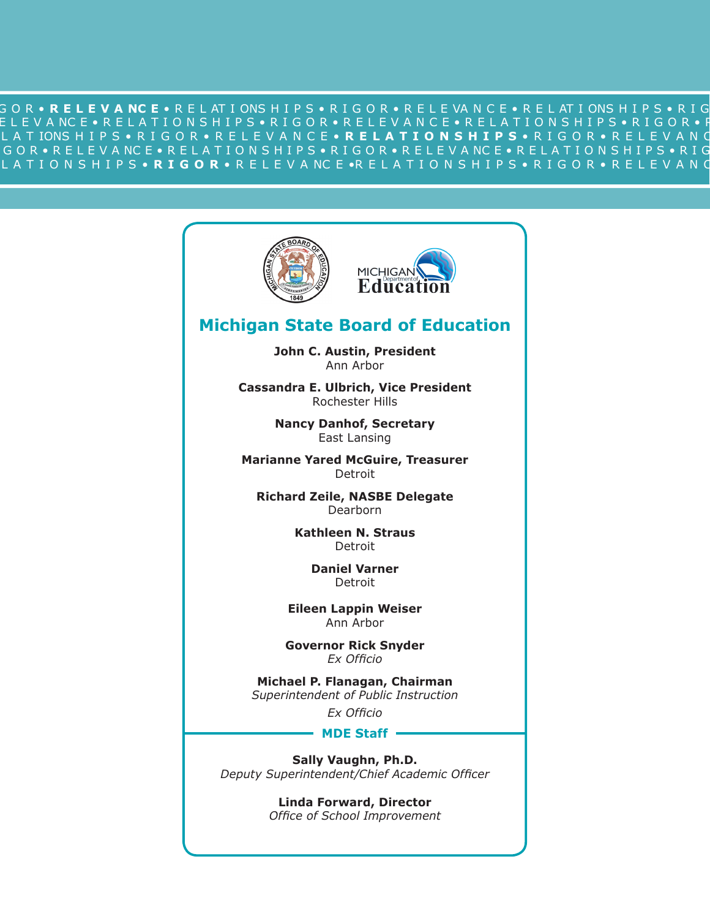GOR • **RELEVANCE** • RELATIONSHIPS • RIGOR • RELEVANCE • RELATIONSHIPS • RIG
ELEVANCE • RELATIONSHIPS • RIGOR • RELEVANCE • RELATIONSHIPS • RIGOR • R
LATIONSHIPS • RIGOR • RELEVANCE • **RELATIONSHIPS** • RIGOR • RELEVANC
GOR • RELEVANCE • RELATIONSHIPS • RIGOR • RELEVANCE • RELATIONSHIPS • RIG
LATIONSHIPS • **RIGOR** • RELEVANCE • RELATIONSHIPS • RIGOR • RELEVANC

MICHIGAN Department of Education

## Michigan State Board of Education

**John C. Austin, President**
Ann Arbor

**Cassandra E. Ulbrich, Vice President**
Rochester Hills

**Nancy Danhof, Secretary**
East Lansing

**Marianne Yared McGuire, Treasurer**
Detroit

**Richard Zeile, NASBE Delegate**
Dearborn

**Kathleen N. Straus**
Detroit

**Daniel Varner**
Detroit

**Eileen Lappin Weiser**
Ann Arbor

**Governor Rick Snyder**
*Ex Officio*

**Michael P. Flanagan, Chairman**
*Superintendent of Public Instruction*
*Ex Officio*

### MDE Staff

**Sally Vaughn, Ph.D.**
*Deputy Superintendent/Chief Academic Officer*

**Linda Forward, Director**
*Office of School Improvement*